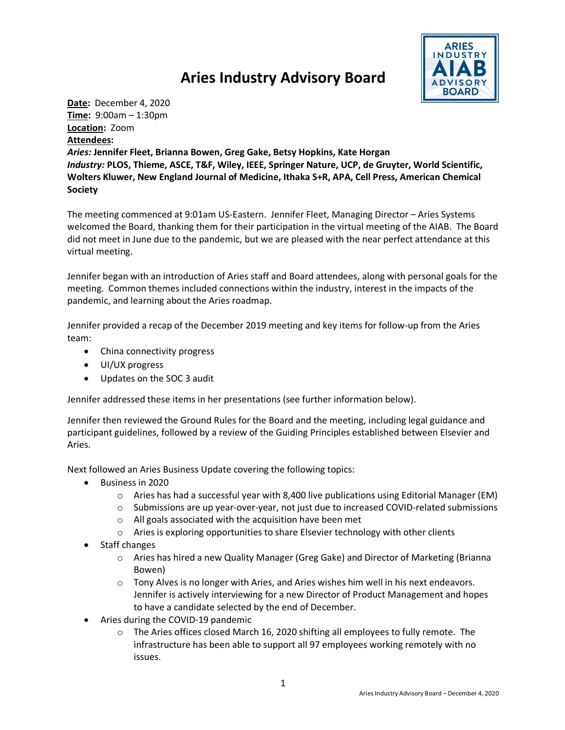# Aries Industry Advisory Board

**Date:** December 4, 2020
**Time:** 9:00am – 1:30pm
**Location:** Zoom
**Attendees:**
*Aries:* **Jennifer Fleet, Brianna Bowen, Greg Gake, Betsy Hopkins, Kate Horgan**
*Industry:* **PLOS, Thieme, ASCE, T&F, Wiley, IEEE, Springer Nature, UCP, de Gruyter, World Scientific, Wolters Kluwer, New England Journal of Medicine, Ithaka S+R, APA, Cell Press, American Chemical Society**

The meeting commenced at 9:01am US-Eastern. Jennifer Fleet, Managing Director – Aries Systems welcomed the Board, thanking them for their participation in the virtual meeting of the AIAB. The Board did not meet in June due to the pandemic, but we are pleased with the near perfect attendance at this virtual meeting.

Jennifer began with an introduction of Aries staff and Board attendees, along with personal goals for the meeting. Common themes included connections within the industry, interest in the impacts of the pandemic, and learning about the Aries roadmap.

Jennifer provided a recap of the December 2019 meeting and key items for follow-up from the Aries team:

- China connectivity progress
- UI/UX progress
- Updates on the SOC 3 audit

Jennifer addressed these items in her presentations (see further information below).

Jennifer then reviewed the Ground Rules for the Board and the meeting, including legal guidance and participant guidelines, followed by a review of the Guiding Principles established between Elsevier and Aries.

Next followed an Aries Business Update covering the following topics:

- Business in 2020
  - Aries has had a successful year with 8,400 live publications using Editorial Manager (EM)
  - Submissions are up year-over-year, not just due to increased COVID-related submissions
  - All goals associated with the acquisition have been met
  - Aries is exploring opportunities to share Elsevier technology with other clients
- Staff changes
  - Aries has hired a new Quality Manager (Greg Gake) and Director of Marketing (Brianna Bowen)
  - Tony Alves is no longer with Aries, and Aries wishes him well in his next endeavors. Jennifer is actively interviewing for a new Director of Product Management and hopes to have a candidate selected by the end of December.
- Aries during the COVID-19 pandemic
  - The Aries offices closed March 16, 2020 shifting all employees to fully remote. The infrastructure has been able to support all 97 employees working remotely with no issues.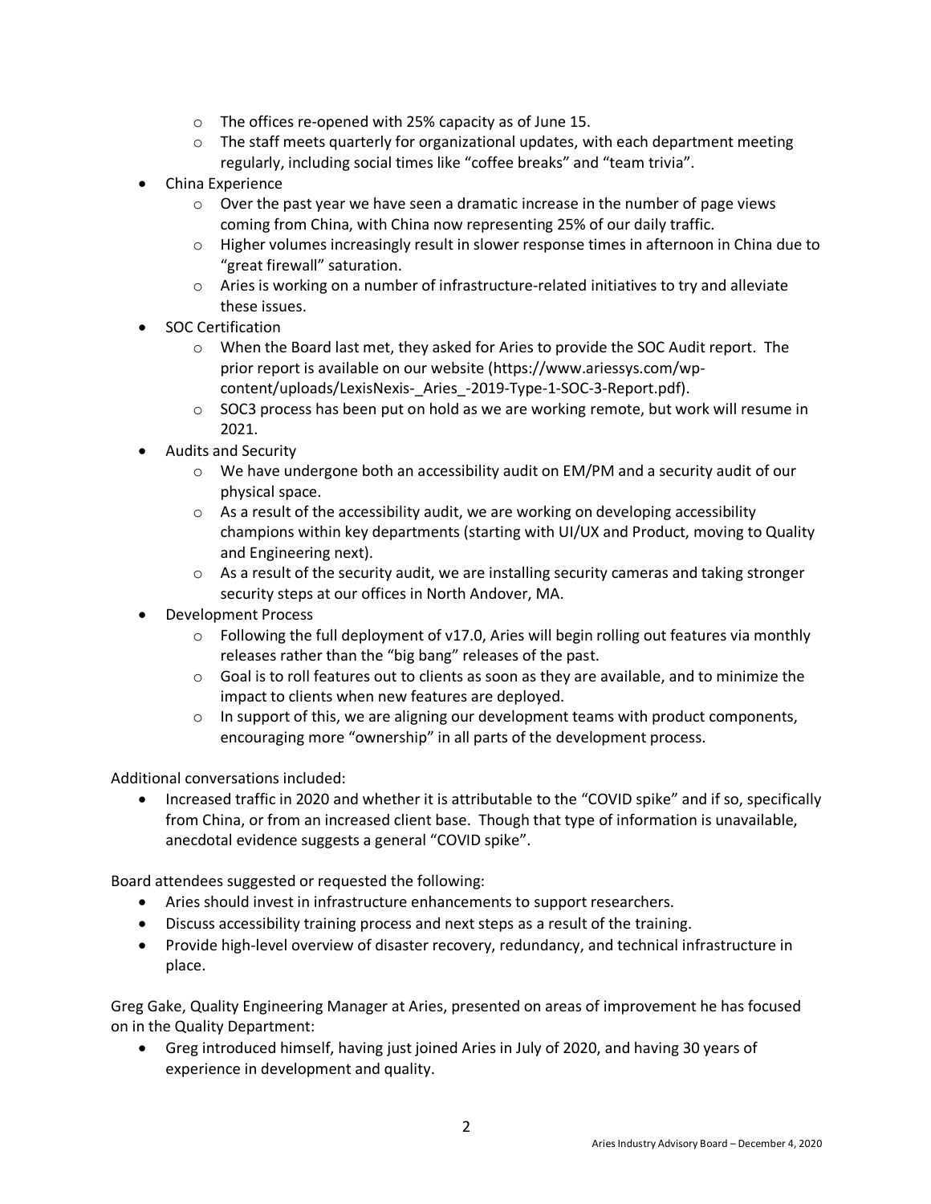- The offices re-opened with 25% capacity as of June 15.
  - The staff meets quarterly for organizational updates, with each department meeting regularly, including social times like "coffee breaks" and "team trivia".
- China Experience
  - Over the past year we have seen a dramatic increase in the number of page views coming from China, with China now representing 25% of our daily traffic.
  - Higher volumes increasingly result in slower response times in afternoon in China due to "great firewall" saturation.
  - Aries is working on a number of infrastructure-related initiatives to try and alleviate these issues.
- SOC Certification
  - When the Board last met, they asked for Aries to provide the SOC Audit report. The prior report is available on our website (https://www.ariessys.com/wp-content/uploads/LexisNexis-_Aries_-2019-Type-1-SOC-3-Report.pdf).
  - SOC3 process has been put on hold as we are working remote, but work will resume in 2021.
- Audits and Security
  - We have undergone both an accessibility audit on EM/PM and a security audit of our physical space.
  - As a result of the accessibility audit, we are working on developing accessibility champions within key departments (starting with UI/UX and Product, moving to Quality and Engineering next).
  - As a result of the security audit, we are installing security cameras and taking stronger security steps at our offices in North Andover, MA.
- Development Process
  - Following the full deployment of v17.0, Aries will begin rolling out features via monthly releases rather than the "big bang" releases of the past.
  - Goal is to roll features out to clients as soon as they are available, and to minimize the impact to clients when new features are deployed.
  - In support of this, we are aligning our development teams with product components, encouraging more "ownership" in all parts of the development process.

Additional conversations included:

- Increased traffic in 2020 and whether it is attributable to the "COVID spike" and if so, specifically from China, or from an increased client base. Though that type of information is unavailable, anecdotal evidence suggests a general "COVID spike".

Board attendees suggested or requested the following:

- Aries should invest in infrastructure enhancements to support researchers.
- Discuss accessibility training process and next steps as a result of the training.
- Provide high-level overview of disaster recovery, redundancy, and technical infrastructure in place.

Greg Gake, Quality Engineering Manager at Aries, presented on areas of improvement he has focused on in the Quality Department:

- Greg introduced himself, having just joined Aries in July of 2020, and having 30 years of experience in development and quality.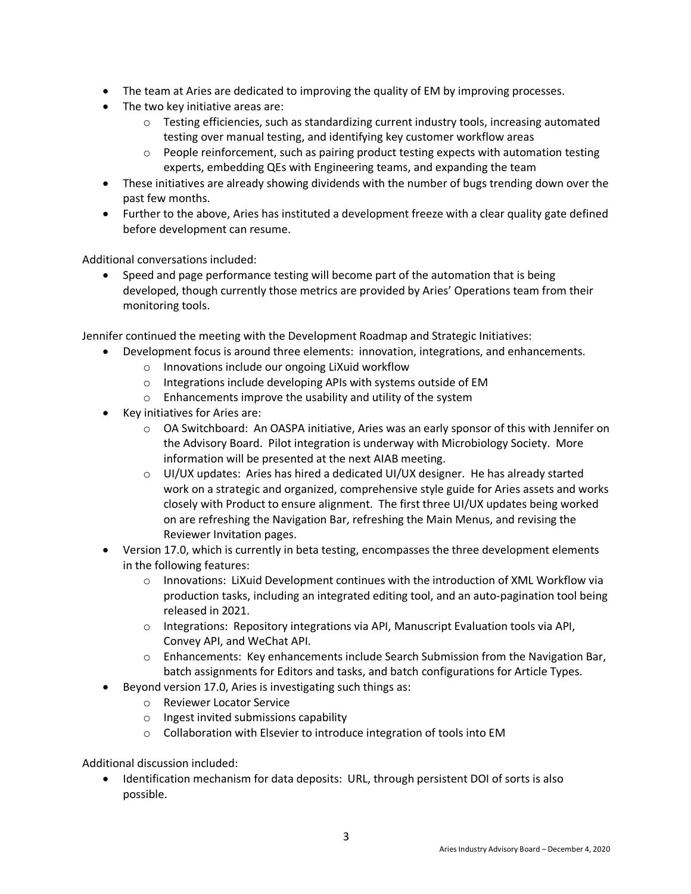- The team at Aries are dedicated to improving the quality of EM by improving processes.
- The two key initiative areas are:
  - Testing efficiencies, such as standardizing current industry tools, increasing automated testing over manual testing, and identifying key customer workflow areas
  - People reinforcement, such as pairing product testing expects with automation testing experts, embedding QEs with Engineering teams, and expanding the team
- These initiatives are already showing dividends with the number of bugs trending down over the past few months.
- Further to the above, Aries has instituted a development freeze with a clear quality gate defined before development can resume.

Additional conversations included:

- Speed and page performance testing will become part of the automation that is being developed, though currently those metrics are provided by Aries' Operations team from their monitoring tools.

Jennifer continued the meeting with the Development Roadmap and Strategic Initiatives:

- Development focus is around three elements: innovation, integrations, and enhancements.
  - Innovations include our ongoing LiXuid workflow
  - Integrations include developing APIs with systems outside of EM
  - Enhancements improve the usability and utility of the system
- Key initiatives for Aries are:
  - OA Switchboard: An OASPA initiative, Aries was an early sponsor of this with Jennifer on the Advisory Board. Pilot integration is underway with Microbiology Society. More information will be presented at the next AIAB meeting.
  - UI/UX updates: Aries has hired a dedicated UI/UX designer. He has already started work on a strategic and organized, comprehensive style guide for Aries assets and works closely with Product to ensure alignment. The first three UI/UX updates being worked on are refreshing the Navigation Bar, refreshing the Main Menus, and revising the Reviewer Invitation pages.
- Version 17.0, which is currently in beta testing, encompasses the three development elements in the following features:
  - Innovations: LiXuid Development continues with the introduction of XML Workflow via production tasks, including an integrated editing tool, and an auto-pagination tool being released in 2021.
  - Integrations: Repository integrations via API, Manuscript Evaluation tools via API, Convey API, and WeChat API.
  - Enhancements: Key enhancements include Search Submission from the Navigation Bar, batch assignments for Editors and tasks, and batch configurations for Article Types.
- Beyond version 17.0, Aries is investigating such things as:
  - Reviewer Locator Service
  - Ingest invited submissions capability
  - Collaboration with Elsevier to introduce integration of tools into EM

Additional discussion included:

- Identification mechanism for data deposits: URL, through persistent DOI of sorts is also possible.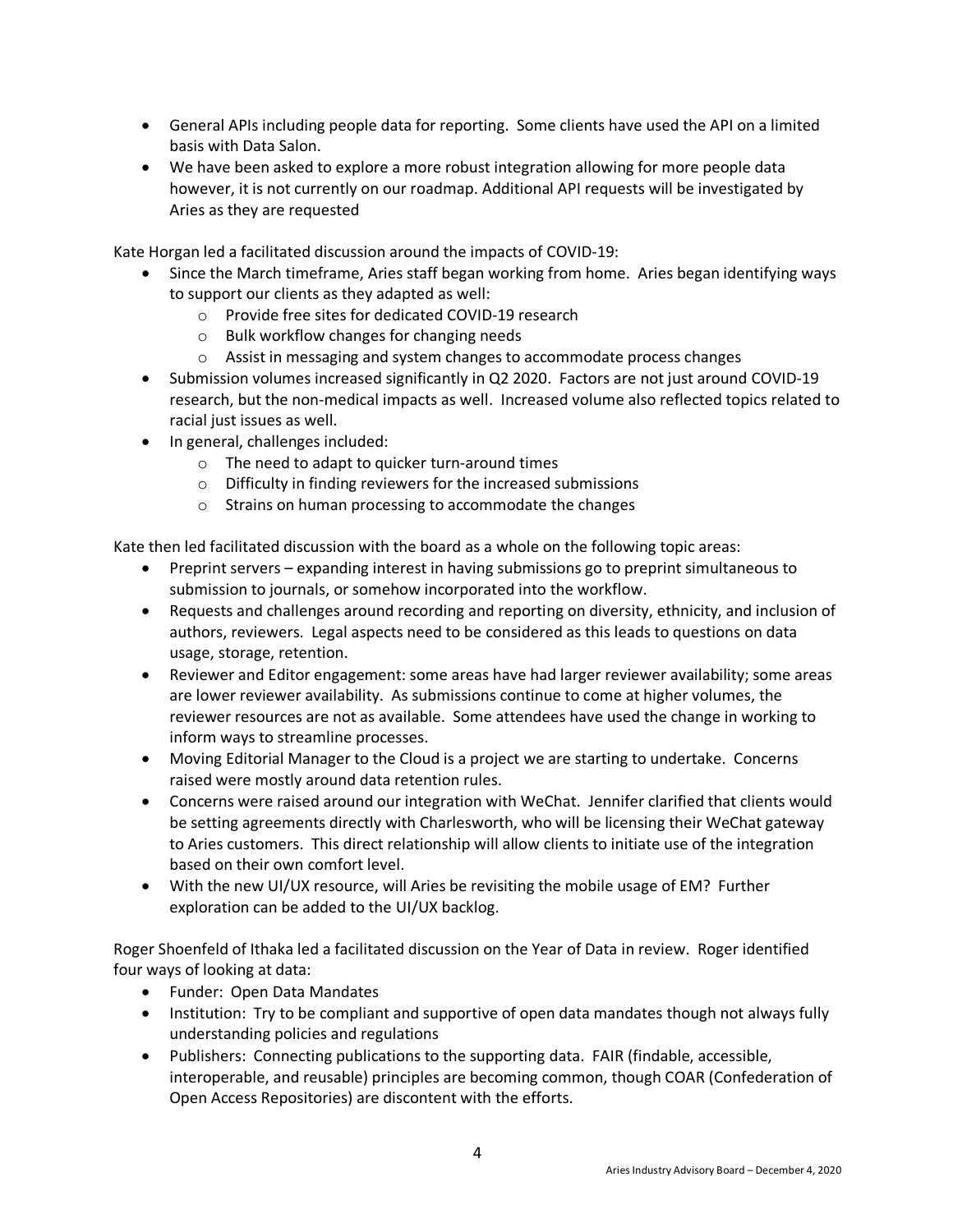- General APIs including people data for reporting. Some clients have used the API on a limited basis with Data Salon.
- We have been asked to explore a more robust integration allowing for more people data however, it is not currently on our roadmap. Additional API requests will be investigated by Aries as they are requested

Kate Horgan led a facilitated discussion around the impacts of COVID-19:

- Since the March timeframe, Aries staff began working from home. Aries began identifying ways to support our clients as they adapted as well:
  - Provide free sites for dedicated COVID-19 research
  - Bulk workflow changes for changing needs
  - Assist in messaging and system changes to accommodate process changes
- Submission volumes increased significantly in Q2 2020. Factors are not just around COVID-19 research, but the non-medical impacts as well. Increased volume also reflected topics related to racial just issues as well.
- In general, challenges included:
  - The need to adapt to quicker turn-around times
  - Difficulty in finding reviewers for the increased submissions
  - Strains on human processing to accommodate the changes

Kate then led facilitated discussion with the board as a whole on the following topic areas:

- Preprint servers – expanding interest in having submissions go to preprint simultaneous to submission to journals, or somehow incorporated into the workflow.
- Requests and challenges around recording and reporting on diversity, ethnicity, and inclusion of authors, reviewers. Legal aspects need to be considered as this leads to questions on data usage, storage, retention.
- Reviewer and Editor engagement: some areas have had larger reviewer availability; some areas are lower reviewer availability. As submissions continue to come at higher volumes, the reviewer resources are not as available. Some attendees have used the change in working to inform ways to streamline processes.
- Moving Editorial Manager to the Cloud is a project we are starting to undertake. Concerns raised were mostly around data retention rules.
- Concerns were raised around our integration with WeChat. Jennifer clarified that clients would be setting agreements directly with Charlesworth, who will be licensing their WeChat gateway to Aries customers. This direct relationship will allow clients to initiate use of the integration based on their own comfort level.
- With the new UI/UX resource, will Aries be revisiting the mobile usage of EM? Further exploration can be added to the UI/UX backlog.

Roger Shoenfeld of Ithaka led a facilitated discussion on the Year of Data in review. Roger identified four ways of looking at data:

- Funder: Open Data Mandates
- Institution: Try to be compliant and supportive of open data mandates though not always fully understanding policies and regulations
- Publishers: Connecting publications to the supporting data. FAIR (findable, accessible, interoperable, and reusable) principles are becoming common, though COAR (Confederation of Open Access Repositories) are discontent with the efforts.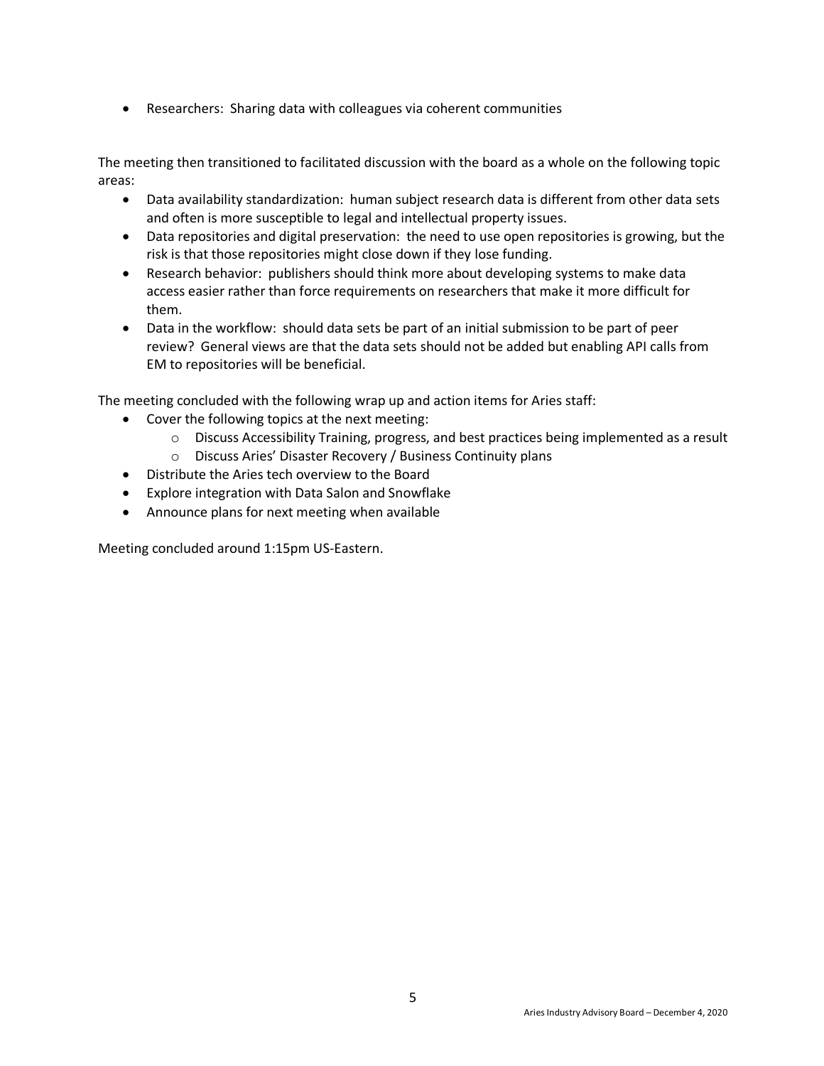- Researchers: Sharing data with colleagues via coherent communities

The meeting then transitioned to facilitated discussion with the board as a whole on the following topic areas:

- Data availability standardization: human subject research data is different from other data sets and often is more susceptible to legal and intellectual property issues.
- Data repositories and digital preservation: the need to use open repositories is growing, but the risk is that those repositories might close down if they lose funding.
- Research behavior: publishers should think more about developing systems to make data access easier rather than force requirements on researchers that make it more difficult for them.
- Data in the workflow: should data sets be part of an initial submission to be part of peer review? General views are that the data sets should not be added but enabling API calls from EM to repositories will be beneficial.

The meeting concluded with the following wrap up and action items for Aries staff:

- Cover the following topics at the next meeting:
  - Discuss Accessibility Training, progress, and best practices being implemented as a result
  - Discuss Aries' Disaster Recovery / Business Continuity plans
- Distribute the Aries tech overview to the Board
- Explore integration with Data Salon and Snowflake
- Announce plans for next meeting when available

Meeting concluded around 1:15pm US-Eastern.